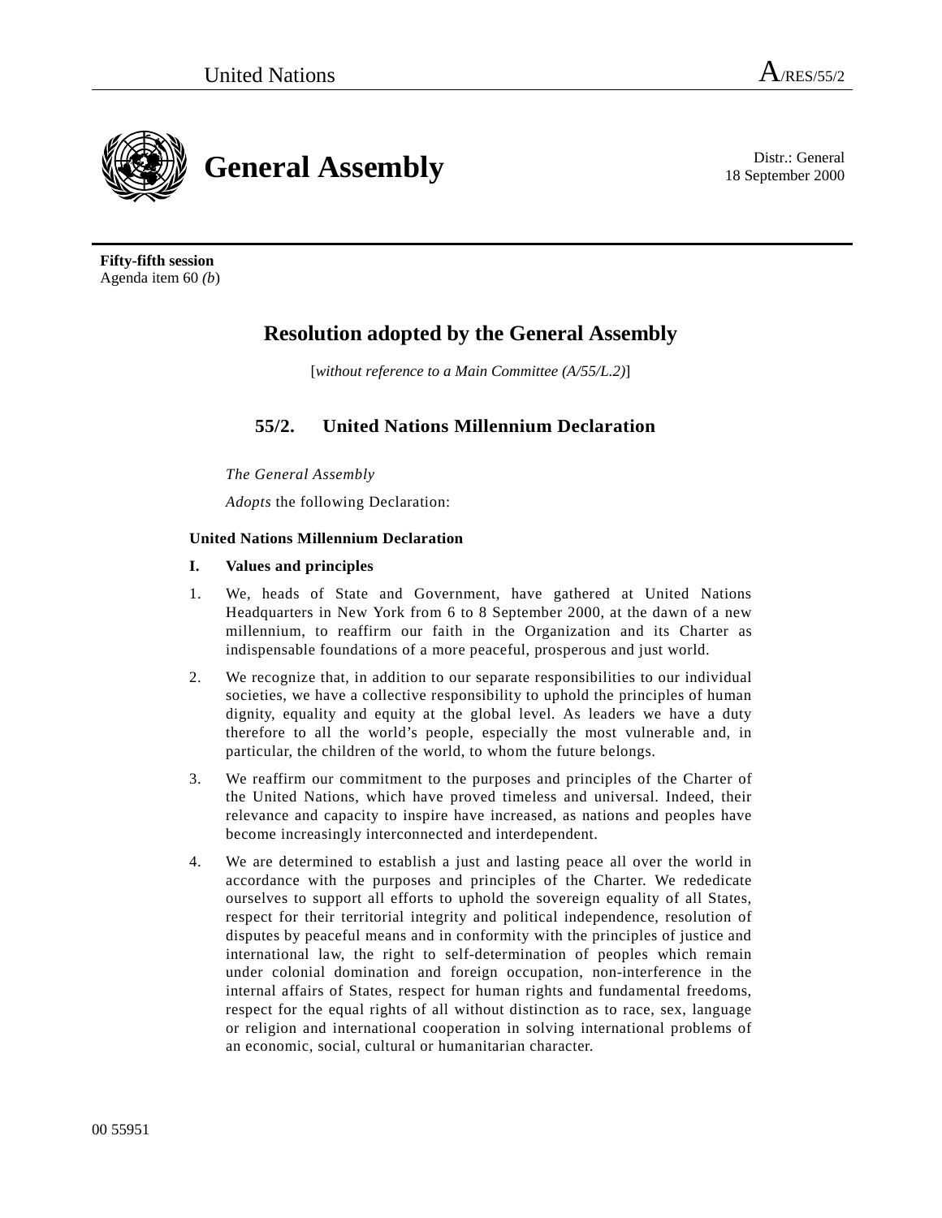United Nations A/RES/55/2

# General Assembly

Distr.: General
18 September 2000

**Fifty-fifth session**
Agenda item 60 *(b)*

## Resolution adopted by the General Assembly

[*without reference to a Main Committee (A/55/L.2)*]

## 55/2. United Nations Millennium Declaration

*The General Assembly*

*Adopts* the following Declaration:

### United Nations Millennium Declaration

#### I. Values and principles

1. We, heads of State and Government, have gathered at United Nations Headquarters in New York from 6 to 8 September 2000, at the dawn of a new millennium, to reaffirm our faith in the Organization and its Charter as indispensable foundations of a more peaceful, prosperous and just world.

2. We recognize that, in addition to our separate responsibilities to our individual societies, we have a collective responsibility to uphold the principles of human dignity, equality and equity at the global level. As leaders we have a duty therefore to all the world's people, especially the most vulnerable and, in particular, the children of the world, to whom the future belongs.

3. We reaffirm our commitment to the purposes and principles of the Charter of the United Nations, which have proved timeless and universal. Indeed, their relevance and capacity to inspire have increased, as nations and peoples have become increasingly interconnected and interdependent.

4. We are determined to establish a just and lasting peace all over the world in accordance with the purposes and principles of the Charter. We rededicate ourselves to support all efforts to uphold the sovereign equality of all States, respect for their territorial integrity and political independence, resolution of disputes by peaceful means and in conformity with the principles of justice and international law, the right to self-determination of peoples which remain under colonial domination and foreign occupation, non-interference in the internal affairs of States, respect for human rights and fundamental freedoms, respect for the equal rights of all without distinction as to race, sex, language or religion and international cooperation in solving international problems of an economic, social, cultural or humanitarian character.

00 55951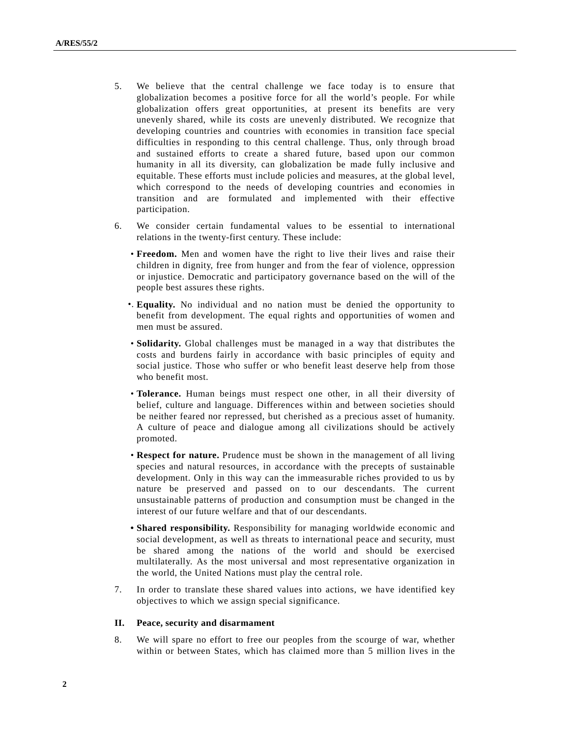5. We believe that the central challenge we face today is to ensure that globalization becomes a positive force for all the world's people. For while globalization offers great opportunities, at present its benefits are very unevenly shared, while its costs are unevenly distributed. We recognize that developing countries and countries with economies in transition face special difficulties in responding to this central challenge. Thus, only through broad and sustained efforts to create a shared future, based upon our common humanity in all its diversity, can globalization be made fully inclusive and equitable. These efforts must include policies and measures, at the global level, which correspond to the needs of developing countries and economies in transition and are formulated and implemented with their effective participation.

6. We consider certain fundamental values to be essential to international relations in the twenty-first century. These include:

- **Freedom.** Men and women have the right to live their lives and raise their children in dignity, free from hunger and from the fear of violence, oppression or injustice. Democratic and participatory governance based on the will of the people best assures these rights.
- **Equality.** No individual and no nation must be denied the opportunity to benefit from development. The equal rights and opportunities of women and men must be assured.
- **Solidarity.** Global challenges must be managed in a way that distributes the costs and burdens fairly in accordance with basic principles of equity and social justice. Those who suffer or who benefit least deserve help from those who benefit most.
- **Tolerance.** Human beings must respect one other, in all their diversity of belief, culture and language. Differences within and between societies should be neither feared nor repressed, but cherished as a precious asset of humanity. A culture of peace and dialogue among all civilizations should be actively promoted.
- **Respect for nature.** Prudence must be shown in the management of all living species and natural resources, in accordance with the precepts of sustainable development. Only in this way can the immeasurable riches provided to us by nature be preserved and passed on to our descendants. The current unsustainable patterns of production and consumption must be changed in the interest of our future welfare and that of our descendants.
- **Shared responsibility.** Responsibility for managing worldwide economic and social development, as well as threats to international peace and security, must be shared among the nations of the world and should be exercised multilaterally. As the most universal and most representative organization in the world, the United Nations must play the central role.

7. In order to translate these shared values into actions, we have identified key objectives to which we assign special significance.

## II. Peace, security and disarmament

8. We will spare no effort to free our peoples from the scourge of war, whether within or between States, which has claimed more than 5 million lives in the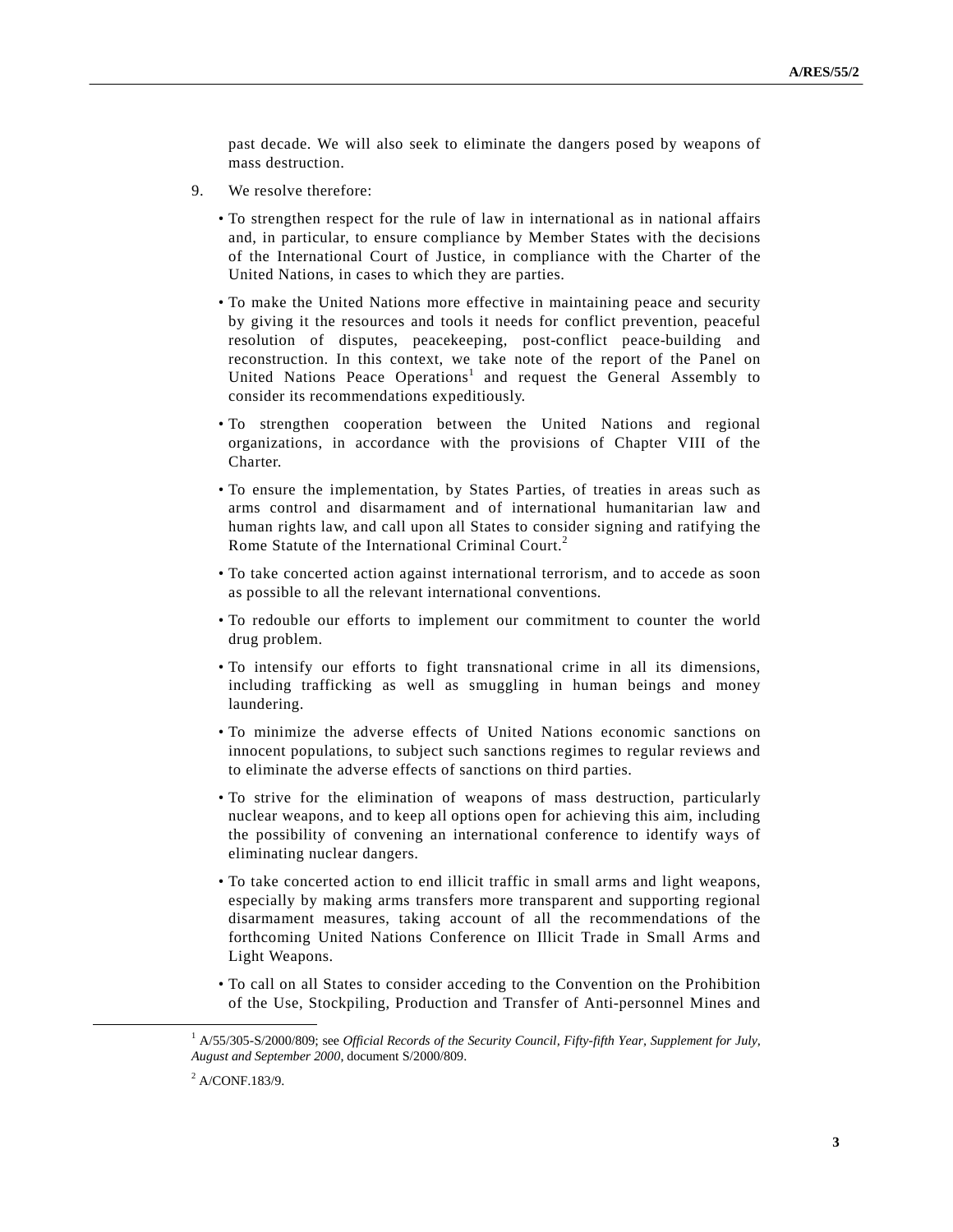past decade. We will also seek to eliminate the dangers posed by weapons of mass destruction.

9. We resolve therefore:

- To strengthen respect for the rule of law in international as in national affairs and, in particular, to ensure compliance by Member States with the decisions of the International Court of Justice, in compliance with the Charter of the United Nations, in cases to which they are parties.
- To make the United Nations more effective in maintaining peace and security by giving it the resources and tools it needs for conflict prevention, peaceful resolution of disputes, peacekeeping, post-conflict peace-building and reconstruction. In this context, we take note of the report of the Panel on United Nations Peace Operations[1] and request the General Assembly to consider its recommendations expeditiously.
- To strengthen cooperation between the United Nations and regional organizations, in accordance with the provisions of Chapter VIII of the Charter.
- To ensure the implementation, by States Parties, of treaties in areas such as arms control and disarmament and of international humanitarian law and human rights law, and call upon all States to consider signing and ratifying the Rome Statute of the International Criminal Court.[2]
- To take concerted action against international terrorism, and to accede as soon as possible to all the relevant international conventions.
- To redouble our efforts to implement our commitment to counter the world drug problem.
- To intensify our efforts to fight transnational crime in all its dimensions, including trafficking as well as smuggling in human beings and money laundering.
- To minimize the adverse effects of United Nations economic sanctions on innocent populations, to subject such sanctions regimes to regular reviews and to eliminate the adverse effects of sanctions on third parties.
- To strive for the elimination of weapons of mass destruction, particularly nuclear weapons, and to keep all options open for achieving this aim, including the possibility of convening an international conference to identify ways of eliminating nuclear dangers.
- To take concerted action to end illicit traffic in small arms and light weapons, especially by making arms transfers more transparent and supporting regional disarmament measures, taking account of all the recommendations of the forthcoming United Nations Conference on Illicit Trade in Small Arms and Light Weapons.
- To call on all States to consider acceding to the Convention on the Prohibition of the Use, Stockpiling, Production and Transfer of Anti-personnel Mines and

---

[1] A/55/305-S/2000/809; see *Official Records of the Security Council, Fifty-fifth Year, Supplement for July, August and September 2000*, document S/2000/809.

[2] A/CONF.183/9.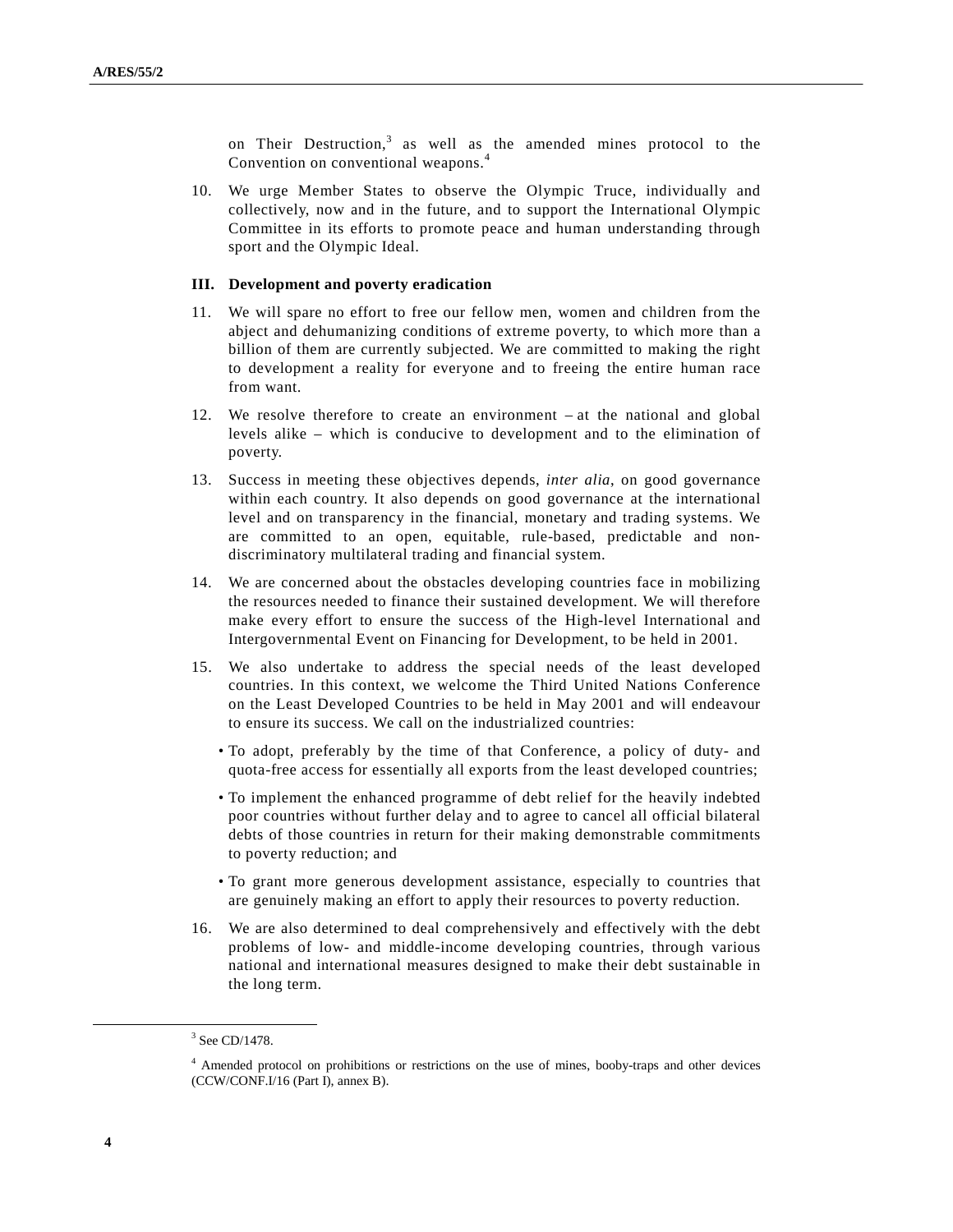on Their Destruction,[3] as well as the amended mines protocol to the Convention on conventional weapons.[4]

10. We urge Member States to observe the Olympic Truce, individually and collectively, now and in the future, and to support the International Olympic Committee in its efforts to promote peace and human understanding through sport and the Olympic Ideal.

### III. Development and poverty eradication

11. We will spare no effort to free our fellow men, women and children from the abject and dehumanizing conditions of extreme poverty, to which more than a billion of them are currently subjected. We are committed to making the right to development a reality for everyone and to freeing the entire human race from want.

12. We resolve therefore to create an environment – at the national and global levels alike – which is conducive to development and to the elimination of poverty.

13. Success in meeting these objectives depends, *inter alia*, on good governance within each country. It also depends on good governance at the international level and on transparency in the financial, monetary and trading systems. We are committed to an open, equitable, rule-based, predictable and non-discriminatory multilateral trading and financial system.

14. We are concerned about the obstacles developing countries face in mobilizing the resources needed to finance their sustained development. We will therefore make every effort to ensure the success of the High-level International and Intergovernmental Event on Financing for Development, to be held in 2001.

15. We also undertake to address the special needs of the least developed countries. In this context, we welcome the Third United Nations Conference on the Least Developed Countries to be held in May 2001 and will endeavour to ensure its success. We call on the industrialized countries:

    - To adopt, preferably by the time of that Conference, a policy of duty- and quota-free access for essentially all exports from the least developed countries;
    - To implement the enhanced programme of debt relief for the heavily indebted poor countries without further delay and to agree to cancel all official bilateral debts of those countries in return for their making demonstrable commitments to poverty reduction; and
    - To grant more generous development assistance, especially to countries that are genuinely making an effort to apply their resources to poverty reduction.

16. We are also determined to deal comprehensively and effectively with the debt problems of low- and middle-income developing countries, through various national and international measures designed to make their debt sustainable in the long term.

---

[3] See CD/1478.

[4] Amended protocol on prohibitions or restrictions on the use of mines, booby-traps and other devices (CCW/CONF.I/16 (Part I), annex B).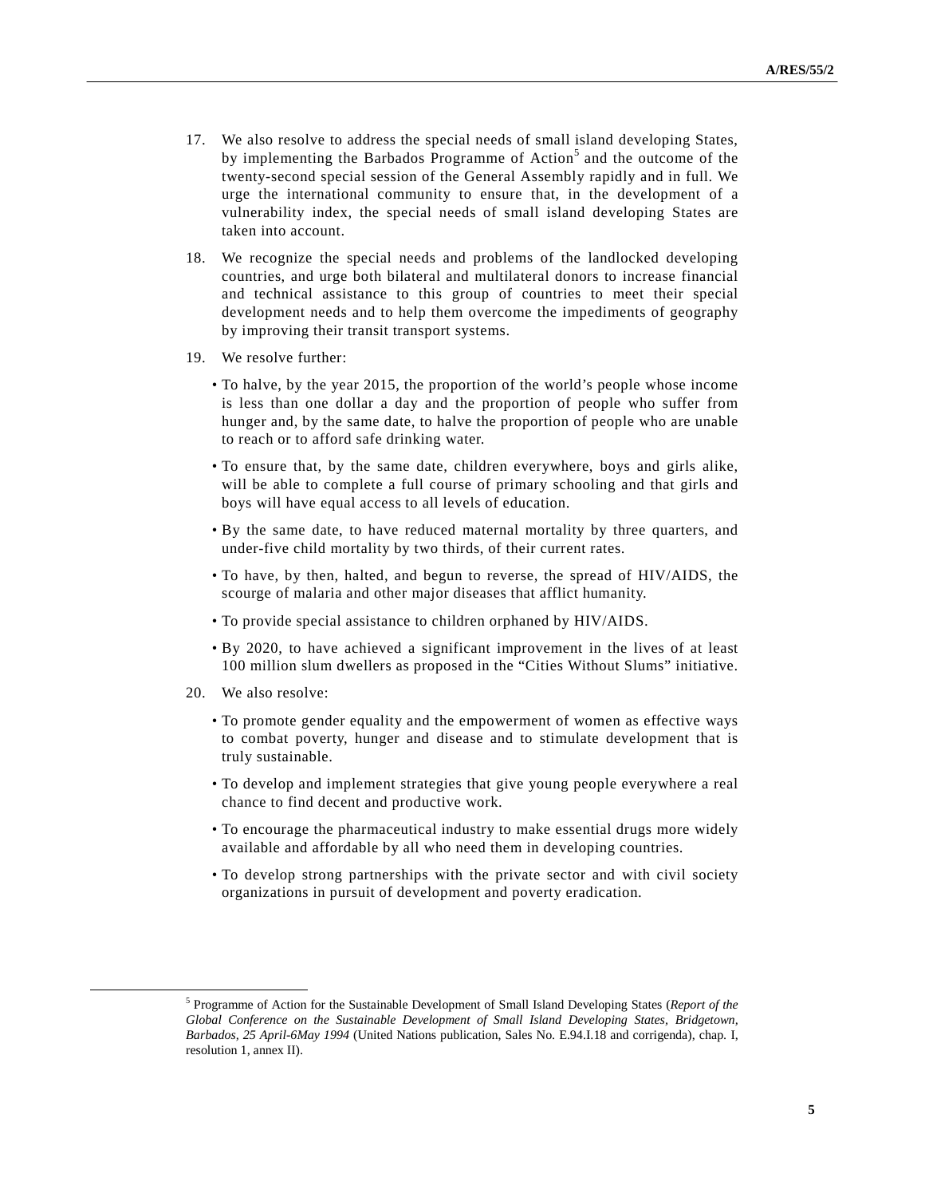17. We also resolve to address the special needs of small island developing States, by implementing the Barbados Programme of Action[5] and the outcome of the twenty-second special session of the General Assembly rapidly and in full. We urge the international community to ensure that, in the development of a vulnerability index, the special needs of small island developing States are taken into account.

18. We recognize the special needs and problems of the landlocked developing countries, and urge both bilateral and multilateral donors to increase financial and technical assistance to this group of countries to meet their special development needs and to help them overcome the impediments of geography by improving their transit transport systems.

19. We resolve further:

   - To halve, by the year 2015, the proportion of the world's people whose income is less than one dollar a day and the proportion of people who suffer from hunger and, by the same date, to halve the proportion of people who are unable to reach or to afford safe drinking water.
   - To ensure that, by the same date, children everywhere, boys and girls alike, will be able to complete a full course of primary schooling and that girls and boys will have equal access to all levels of education.
   - By the same date, to have reduced maternal mortality by three quarters, and under-five child mortality by two thirds, of their current rates.
   - To have, by then, halted, and begun to reverse, the spread of HIV/AIDS, the scourge of malaria and other major diseases that afflict humanity.
   - To provide special assistance to children orphaned by HIV/AIDS.
   - By 2020, to have achieved a significant improvement in the lives of at least 100 million slum dwellers as proposed in the "Cities Without Slums" initiative.

20. We also resolve:

   - To promote gender equality and the empowerment of women as effective ways to combat poverty, hunger and disease and to stimulate development that is truly sustainable.
   - To develop and implement strategies that give young people everywhere a real chance to find decent and productive work.
   - To encourage the pharmaceutical industry to make essential drugs more widely available and affordable by all who need them in developing countries.
   - To develop strong partnerships with the private sector and with civil society organizations in pursuit of development and poverty eradication.

---

[5] Programme of Action for the Sustainable Development of Small Island Developing States (*Report of the Global Conference on the Sustainable Development of Small Island Developing States, Bridgetown, Barbados, 25 April-6May 1994* (United Nations publication, Sales No. E.94.I.18 and corrigenda), chap. I, resolution 1, annex II).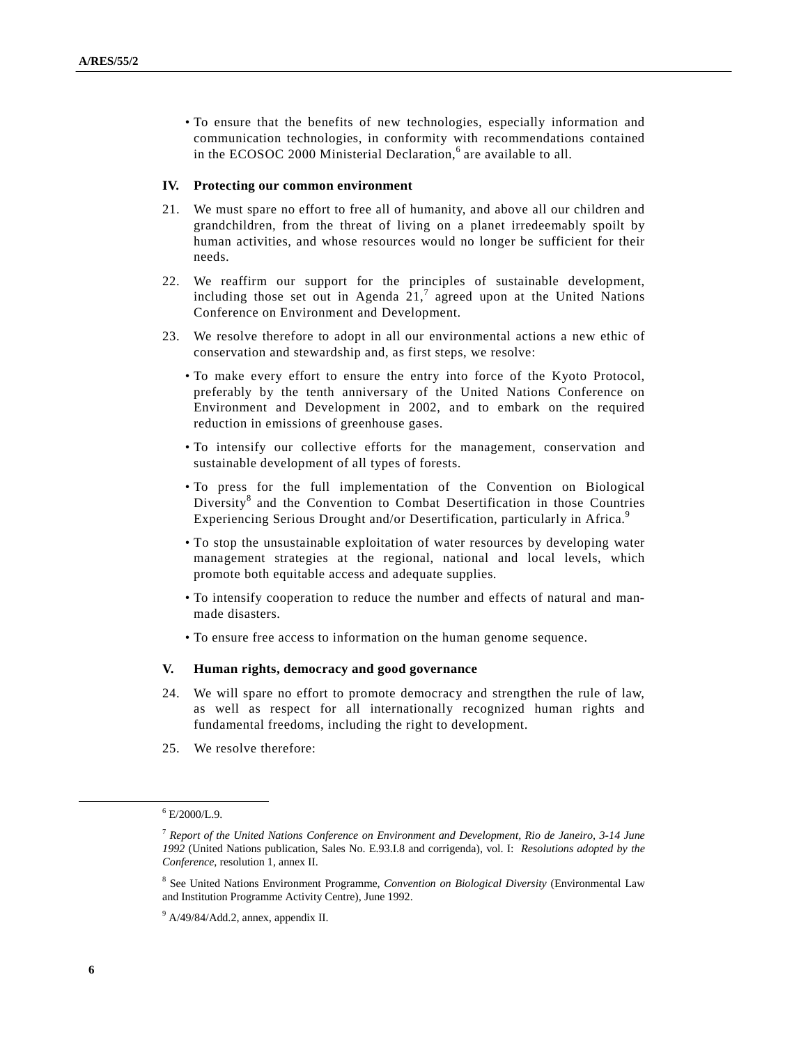- To ensure that the benefits of new technologies, especially information and communication technologies, in conformity with recommendations contained in the ECOSOC 2000 Ministerial Declaration,[6] are available to all.

## IV. Protecting our common environment

21. We must spare no effort to free all of humanity, and above all our children and grandchildren, from the threat of living on a planet irredeemably spoilt by human activities, and whose resources would no longer be sufficient for their needs.

22. We reaffirm our support for the principles of sustainable development, including those set out in Agenda 21,[7] agreed upon at the United Nations Conference on Environment and Development.

23. We resolve therefore to adopt in all our environmental actions a new ethic of conservation and stewardship and, as first steps, we resolve:

   - To make every effort to ensure the entry into force of the Kyoto Protocol, preferably by the tenth anniversary of the United Nations Conference on Environment and Development in 2002, and to embark on the required reduction in emissions of greenhouse gases.
   - To intensify our collective efforts for the management, conservation and sustainable development of all types of forests.
   - To press for the full implementation of the Convention on Biological Diversity[8] and the Convention to Combat Desertification in those Countries Experiencing Serious Drought and/or Desertification, particularly in Africa.[9]
   - To stop the unsustainable exploitation of water resources by developing water management strategies at the regional, national and local levels, which promote both equitable access and adequate supplies.
   - To intensify cooperation to reduce the number and effects of natural and man-made disasters.
   - To ensure free access to information on the human genome sequence.

## V. Human rights, democracy and good governance

24. We will spare no effort to promote democracy and strengthen the rule of law, as well as respect for all internationally recognized human rights and fundamental freedoms, including the right to development.

25. We resolve therefore:

---

[6] E/2000/L.9.

[7] *Report of the United Nations Conference on Environment and Development, Rio de Janeiro, 3-14 June 1992* (United Nations publication, Sales No. E.93.I.8 and corrigenda), vol. I: *Resolutions adopted by the Conference*, resolution 1, annex II.

[8] See United Nations Environment Programme, *Convention on Biological Diversity* (Environmental Law and Institution Programme Activity Centre), June 1992.

[9] A/49/84/Add.2, annex, appendix II.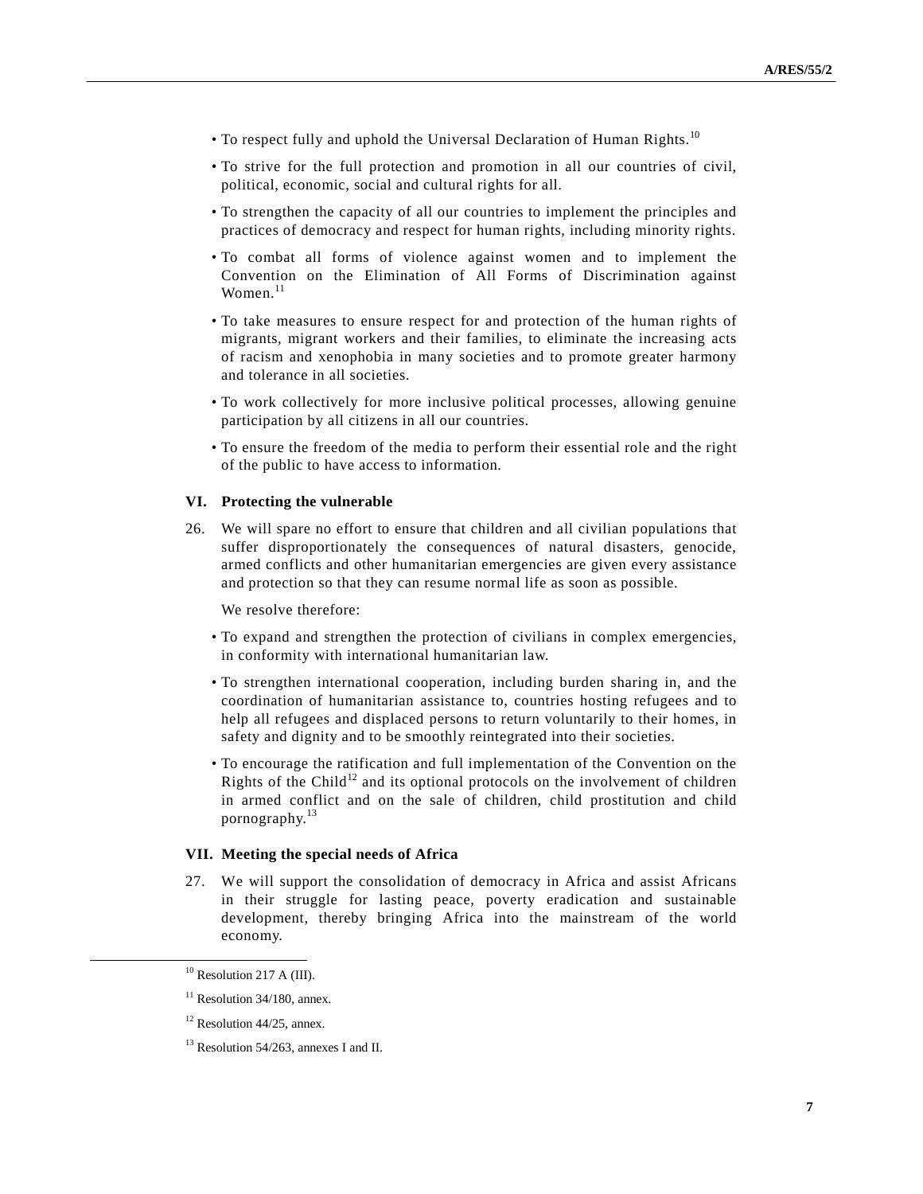- To respect fully and uphold the Universal Declaration of Human Rights.[10]
- To strive for the full protection and promotion in all our countries of civil, political, economic, social and cultural rights for all.
- To strengthen the capacity of all our countries to implement the principles and practices of democracy and respect for human rights, including minority rights.
- To combat all forms of violence against women and to implement the Convention on the Elimination of All Forms of Discrimination against Women.[11]
- To take measures to ensure respect for and protection of the human rights of migrants, migrant workers and their families, to eliminate the increasing acts of racism and xenophobia in many societies and to promote greater harmony and tolerance in all societies.
- To work collectively for more inclusive political processes, allowing genuine participation by all citizens in all our countries.
- To ensure the freedom of the media to perform their essential role and the right of the public to have access to information.

## VI. Protecting the vulnerable

26. We will spare no effort to ensure that children and all civilian populations that suffer disproportionately the consequences of natural disasters, genocide, armed conflicts and other humanitarian emergencies are given every assistance and protection so that they can resume normal life as soon as possible.

    We resolve therefore:

- To expand and strengthen the protection of civilians in complex emergencies, in conformity with international humanitarian law.
- To strengthen international cooperation, including burden sharing in, and the coordination of humanitarian assistance to, countries hosting refugees and to help all refugees and displaced persons to return voluntarily to their homes, in safety and dignity and to be smoothly reintegrated into their societies.
- To encourage the ratification and full implementation of the Convention on the Rights of the Child[12] and its optional protocols on the involvement of children in armed conflict and on the sale of children, child prostitution and child pornography.[13]

## VII. Meeting the special needs of Africa

27. We will support the consolidation of democracy in Africa and assist Africans in their struggle for lasting peace, poverty eradication and sustainable development, thereby bringing Africa into the mainstream of the world economy.

---

[10] Resolution 217 A (III).

[11] Resolution 34/180, annex.

[12] Resolution 44/25, annex.

[13] Resolution 54/263, annexes I and II.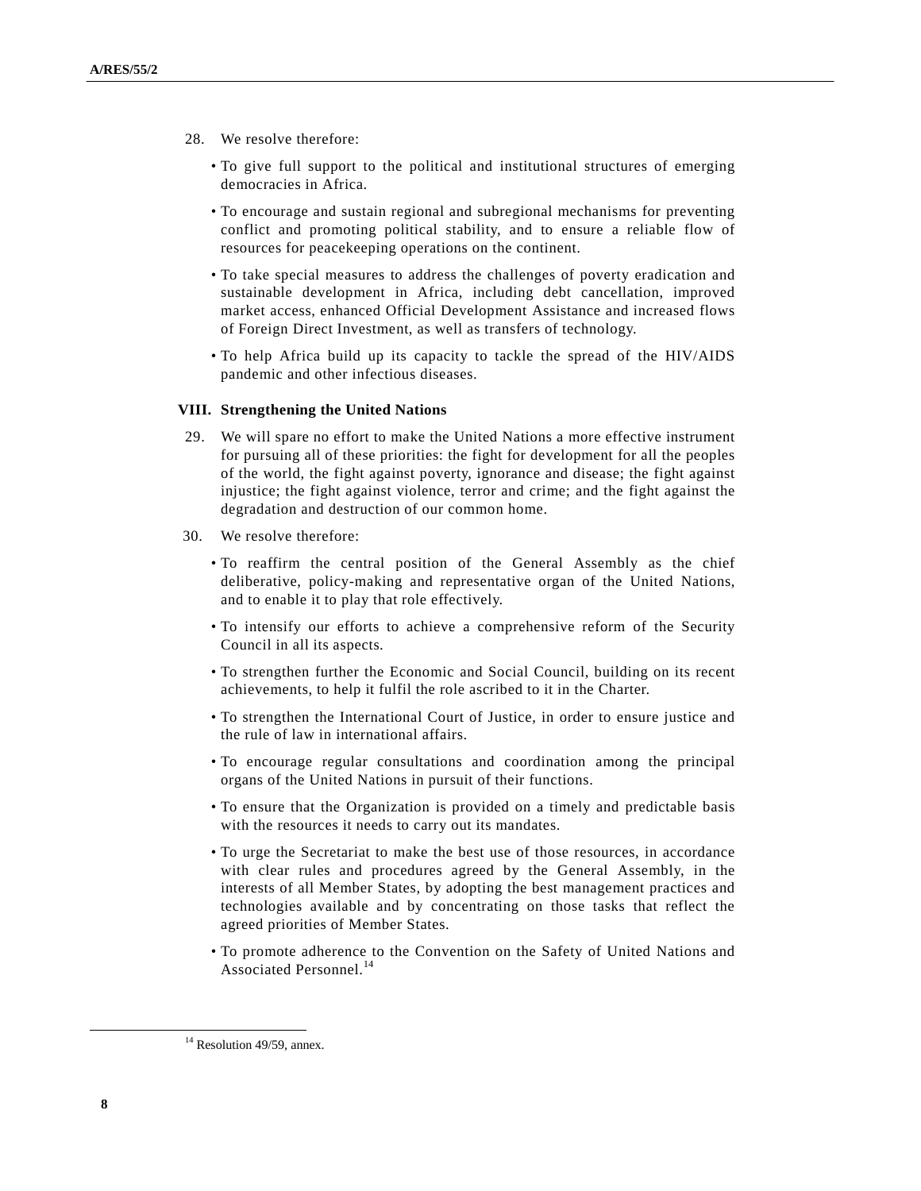28. We resolve therefore:

- To give full support to the political and institutional structures of emerging democracies in Africa.
- To encourage and sustain regional and subregional mechanisms for preventing conflict and promoting political stability, and to ensure a reliable flow of resources for peacekeeping operations on the continent.
- To take special measures to address the challenges of poverty eradication and sustainable development in Africa, including debt cancellation, improved market access, enhanced Official Development Assistance and increased flows of Foreign Direct Investment, as well as transfers of technology.
- To help Africa build up its capacity to tackle the spread of the HIV/AIDS pandemic and other infectious diseases.

## VIII. Strengthening the United Nations

29. We will spare no effort to make the United Nations a more effective instrument for pursuing all of these priorities: the fight for development for all the peoples of the world, the fight against poverty, ignorance and disease; the fight against injustice; the fight against violence, terror and crime; and the fight against the degradation and destruction of our common home.

30. We resolve therefore:

- To reaffirm the central position of the General Assembly as the chief deliberative, policy-making and representative organ of the United Nations, and to enable it to play that role effectively.
- To intensify our efforts to achieve a comprehensive reform of the Security Council in all its aspects.
- To strengthen further the Economic and Social Council, building on its recent achievements, to help it fulfil the role ascribed to it in the Charter.
- To strengthen the International Court of Justice, in order to ensure justice and the rule of law in international affairs.
- To encourage regular consultations and coordination among the principal organs of the United Nations in pursuit of their functions.
- To ensure that the Organization is provided on a timely and predictable basis with the resources it needs to carry out its mandates.
- To urge the Secretariat to make the best use of those resources, in accordance with clear rules and procedures agreed by the General Assembly, in the interests of all Member States, by adopting the best management practices and technologies available and by concentrating on those tasks that reflect the agreed priorities of Member States.
- To promote adherence to the Convention on the Safety of United Nations and Associated Personnel.[14]

[14] Resolution 49/59, annex.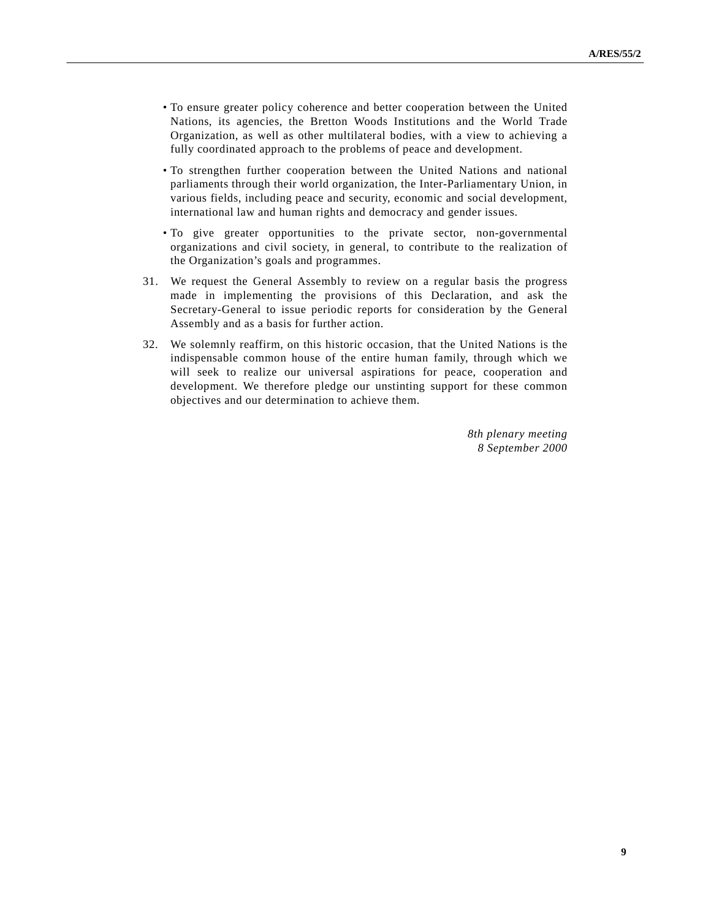- To ensure greater policy coherence and better cooperation between the United Nations, its agencies, the Bretton Woods Institutions and the World Trade Organization, as well as other multilateral bodies, with a view to achieving a fully coordinated approach to the problems of peace and development.
- To strengthen further cooperation between the United Nations and national parliaments through their world organization, the Inter-Parliamentary Union, in various fields, including peace and security, economic and social development, international law and human rights and democracy and gender issues.
- To give greater opportunities to the private sector, non-governmental organizations and civil society, in general, to contribute to the realization of the Organization’s goals and programmes.

31. We request the General Assembly to review on a regular basis the progress made in implementing the provisions of this Declaration, and ask the Secretary-General to issue periodic reports for consideration by the General Assembly and as a basis for further action.

32. We solemnly reaffirm, on this historic occasion, that the United Nations is the indispensable common house of the entire human family, through which we will seek to realize our universal aspirations for peace, cooperation and development. We therefore pledge our unstinting support for these common objectives and our determination to achieve them.

*8th plenary meeting*
*8 September 2000*